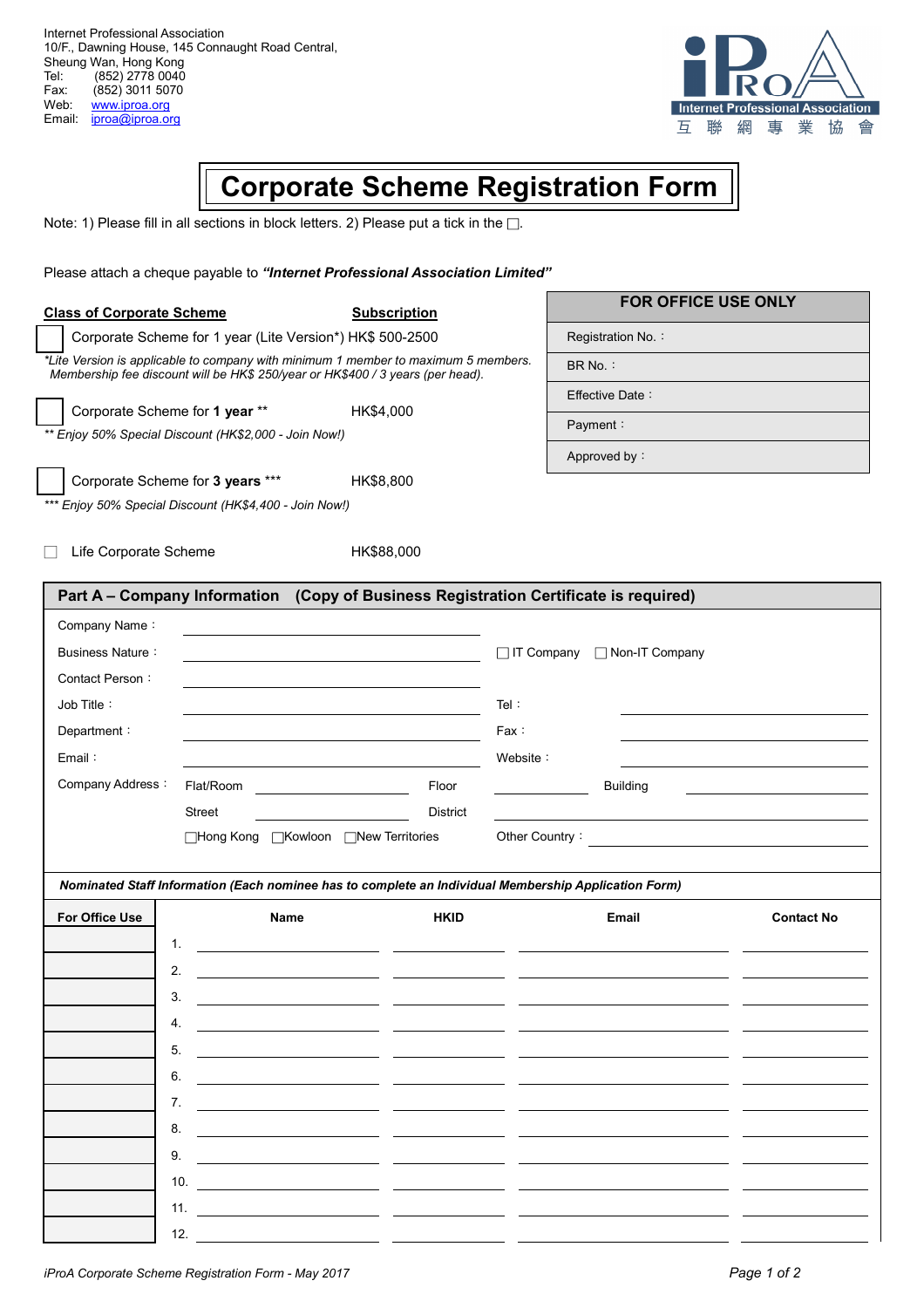Internet Professional Association
10/F., Dawning House, 145 Connaught Road Central,
Sheung Wan, Hong Kong
Tel: (852) 2778 0040
Fax: (852) 3011 5070
Web: www.iproa.org
Email: iproa@iproa.org

iProA Internet Professional Association 互 聯 網 專 業 協 會

# Corporate Scheme Registration Form

Note: 1) Please fill in all sections in block letters. 2) Please put a tick in the ☐.

Please attach a cheque payable to ***"Internet Professional Association Limited"***

| **Class of Corporate Scheme** | **Subscription** |
|---|---|
| ☐ Corporate Scheme for 1 year (Lite Version*) | HK$ 500-2500 |
| ☐ Corporate Scheme for **1 year** ** | HK$4,000 |
| ☐ Corporate Scheme for **3 years** *** | HK$8,800 |
| ☐ Life Corporate Scheme | HK$88,000 |

**Note:** The footnotes below correspond to the asterisks in the table above.

*\*Lite Version is applicable to company with minimum 1 member to maximum 5 members. Membership fee discount will be HK$ 250/year or HK$400 / 3 years (per head).*

*\*\* Enjoy 50% Special Discount (HK$2,000 - Join Now!)*

*\*\*\* Enjoy 50% Special Discount (HK$4,400 - Join Now!)*

| **FOR OFFICE USE ONLY** |
|---|
| Registration No.： |
| BR No.： |
| Effective Date： |
| Payment： |
| Approved by： |

## Part A – Company Information (Copy of Business Registration Certificate is required)

Company Name： \_\_\_\_\_\_\_\_\_\_\_\_\_\_\_\_\_\_\_\_

Business Nature： \_\_\_\_\_\_\_\_\_\_\_\_\_\_\_\_\_\_\_\_ ☐ IT Company ☐ Non-IT Company

Contact Person： \_\_\_\_\_\_\_\_\_\_\_\_\_\_\_\_\_\_\_\_

Job Title： \_\_\_\_\_\_\_\_\_\_\_\_\_\_\_\_\_\_\_\_ Tel： \_\_\_\_\_\_\_\_\_\_\_\_\_\_\_\_\_\_\_\_

Department： \_\_\_\_\_\_\_\_\_\_\_\_\_\_\_\_\_\_\_\_ Fax： \_\_\_\_\_\_\_\_\_\_\_\_\_\_\_\_\_\_\_\_

Email： \_\_\_\_\_\_\_\_\_\_\_\_\_\_\_\_\_\_\_\_ Website： \_\_\_\_\_\_\_\_\_\_\_\_\_\_\_\_\_\_\_\_

Company Address： Flat/Room \_\_\_\_\_\_\_\_\_\_ Floor \_\_\_\_\_\_\_\_\_\_ Building \_\_\_\_\_\_\_\_\_\_

Street \_\_\_\_\_\_\_\_\_\_ District \_\_\_\_\_\_\_\_\_\_

☐Hong Kong ☐Kowloon ☐New Territories Other Country： \_\_\_\_\_\_\_\_\_\_\_\_\_\_\_\_\_\_\_\_

***Nominated Staff Information (Each nominee has to complete an Individual Membership Application Form)***

| For Office Use | | Name | HKID | Email | Contact No |
|---|---|---|---|---|---|
| | 1. | | | | |
| | 2. | | | | |
| | 3. | | | | |
| | 4. | | | | |
| | 5. | | | | |
| | 6. | | | | |
| | 7. | | | | |
| | 8. | | | | |
| | 9. | | | | |
| | 10. | | | | |
| | 11. | | | | |
| | 12. | | | | |

*iProA Corporate Scheme Registration Form - May 2017*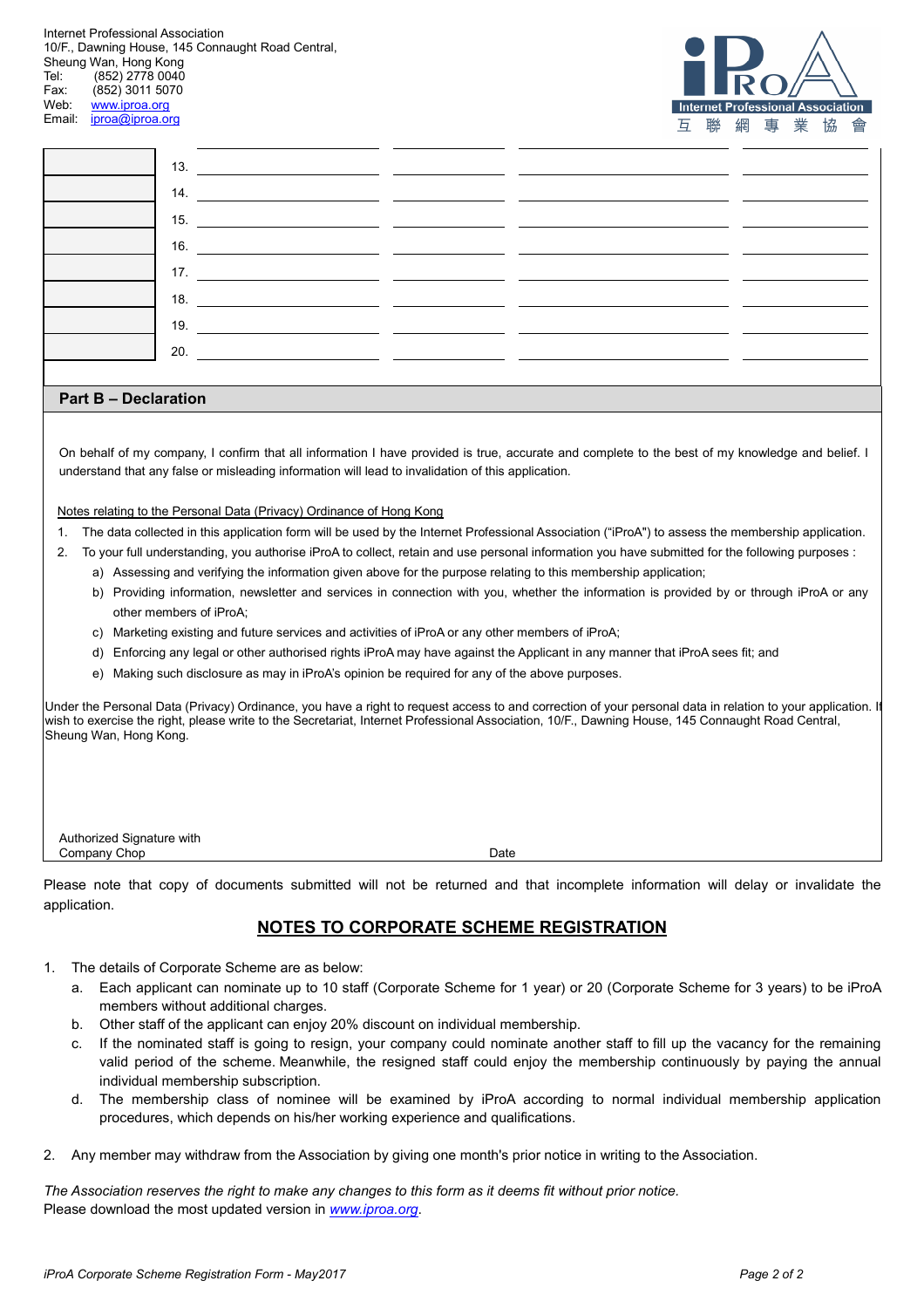Internet Professional Association
10/F., Dawning House, 145 Connaught Road Central,
Sheung Wan, Hong Kong
Tel: (852) 2778 0040
Fax: (852) 3011 5070
Web: www.iproa.org
Email: iproa@iproa.org

Internet Professional Association
互聯網專業協會

| | | | | | |
|---|---|---|---|---|---|
| | 13. | | | | |
| | 14. | | | | |
| | 15. | | | | |
| | 16. | | | | |
| | 17. | | | | |
| | 18. | | | | |
| | 19. | | | | |
| | 20. | | | | |

## Part B – Declaration

On behalf of my company, I confirm that all information I have provided is true, accurate and complete to the best of my knowledge and belief. I understand that any false or misleading information will lead to invalidation of this application.

Notes relating to the Personal Data (Privacy) Ordinance of Hong Kong

1. The data collected in this application form will be used by the Internet Professional Association ("iProA") to assess the membership application.
2. To your full understanding, you authorise iProA to collect, retain and use personal information you have submitted for the following purposes :
   a) Assessing and verifying the information given above for the purpose relating to this membership application;
   b) Providing information, newsletter and services in connection with you, whether the information is provided by or through iProA or any other members of iProA;
   c) Marketing existing and future services and activities of iProA or any other members of iProA;
   d) Enforcing any legal or other authorised rights iProA may have against the Applicant in any manner that iProA sees fit; and
   e) Making such disclosure as may in iProA's opinion be required for any of the above purposes.

Under the Personal Data (Privacy) Ordinance, you have a right to request access to and correction of your personal data in relation to your application. If wish to exercise the right, please write to the Secretariat, Internet Professional Association, 10/F., Dawning House, 145 Connaught Road Central, Sheung Wan, Hong Kong.

Authorized Signature with Company Chop

Date

Please note that copy of documents submitted will not be returned and that incomplete information will delay or invalidate the application.

## NOTES TO CORPORATE SCHEME REGISTRATION

1. The details of Corporate Scheme are as below:
   a. Each applicant can nominate up to 10 staff (Corporate Scheme for 1 year) or 20 (Corporate Scheme for 3 years) to be iProA members without additional charges.
   b. Other staff of the applicant can enjoy 20% discount on individual membership.
   c. If the nominated staff is going to resign, your company could nominate another staff to fill up the vacancy for the remaining valid period of the scheme. Meanwhile, the resigned staff could enjoy the membership continuously by paying the annual individual membership subscription.
   d. The membership class of nominee will be examined by iProA according to normal individual membership application procedures, which depends on his/her working experience and qualifications.

2. Any member may withdraw from the Association by giving one month's prior notice in writing to the Association.

*The Association reserves the right to make any changes to this form as it deems fit without prior notice.*
Please download the most updated version in *www.iproa.org*.

*iProA Corporate Scheme Registration Form - May2017*